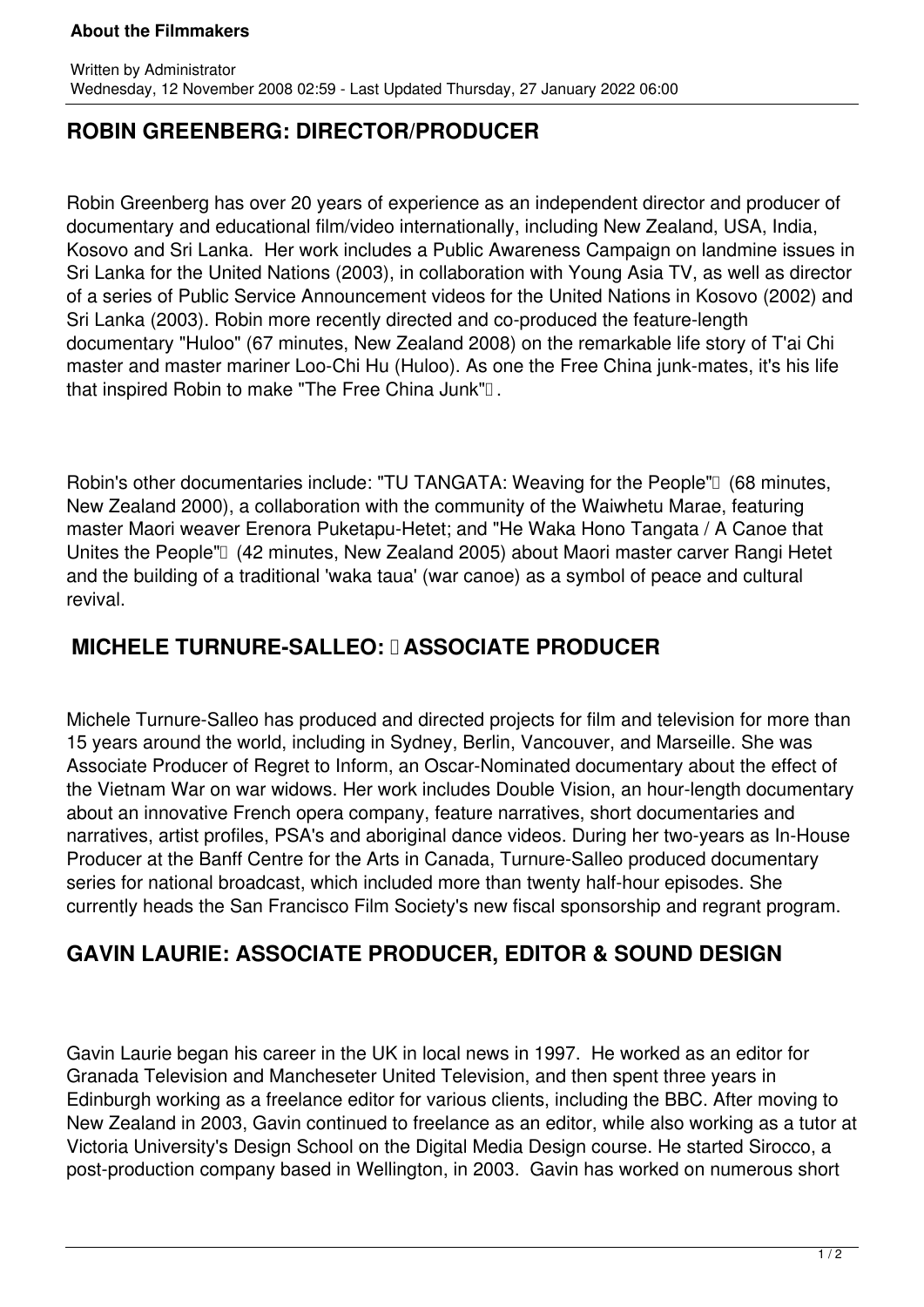# About the Filmmakers

Written by Administrator
Wednesday, 12 November 2008 02:59 - Last Updated Thursday, 27 January 2022 06:00

## ROBIN GREENBERG: DIRECTOR/PRODUCER

Robin Greenberg has over 20 years of experience as an independent director and producer of documentary and educational film/video internationally, including New Zealand, USA, India, Kosovo and Sri Lanka. Her work includes a Public Awareness Campaign on landmine issues in Sri Lanka for the United Nations (2003), in collaboration with Young Asia TV, as well as director of a series of Public Service Announcement videos for the United Nations in Kosovo (2002) and Sri Lanka (2003). Robin more recently directed and co-produced the feature-length documentary "Huloo" (67 minutes, New Zealand 2008) on the remarkable life story of T'ai Chi master and master mariner Loo-Chi Hu (Huloo). As one the Free China junk-mates, it's his life that inspired Robin to make "The Free China Junk".

Robin's other documentaries include: "TU TANGATA: Weaving for the People" (68 minutes, New Zealand 2000), a collaboration with the community of the Waiwhetu Marae, featuring master Maori weaver Erenora Puketapu-Hetet; and "He Waka Hono Tangata / A Canoe that Unites the People" (42 minutes, New Zealand 2005) about Maori master carver Rangi Hetet and the building of a traditional 'waka taua' (war canoe) as a symbol of peace and cultural revival.

## MICHELE TURNURE-SALLEO: ASSOCIATE PRODUCER

Michele Turnure-Salleo has produced and directed projects for film and television for more than 15 years around the world, including in Sydney, Berlin, Vancouver, and Marseille. She was Associate Producer of Regret to Inform, an Oscar-Nominated documentary about the effect of the Vietnam War on war widows. Her work includes Double Vision, an hour-length documentary about an innovative French opera company, feature narratives, short documentaries and narratives, artist profiles, PSA's and aboriginal dance videos. During her two-years as In-House Producer at the Banff Centre for the Arts in Canada, Turnure-Salleo produced documentary series for national broadcast, which included more than twenty half-hour episodes. She currently heads the San Francisco Film Society's new fiscal sponsorship and regrant program.

## GAVIN LAURIE: ASSOCIATE PRODUCER, EDITOR & SOUND DESIGN

Gavin Laurie began his career in the UK in local news in 1997. He worked as an editor for Granada Television and Mancheseter United Television, and then spent three years in Edinburgh working as a freelance editor for various clients, including the BBC. After moving to New Zealand in 2003, Gavin continued to freelance as an editor, while also working as a tutor at Victoria University's Design School on the Digital Media Design course. He started Sirocco, a post-production company based in Wellington, in 2003. Gavin has worked on numerous short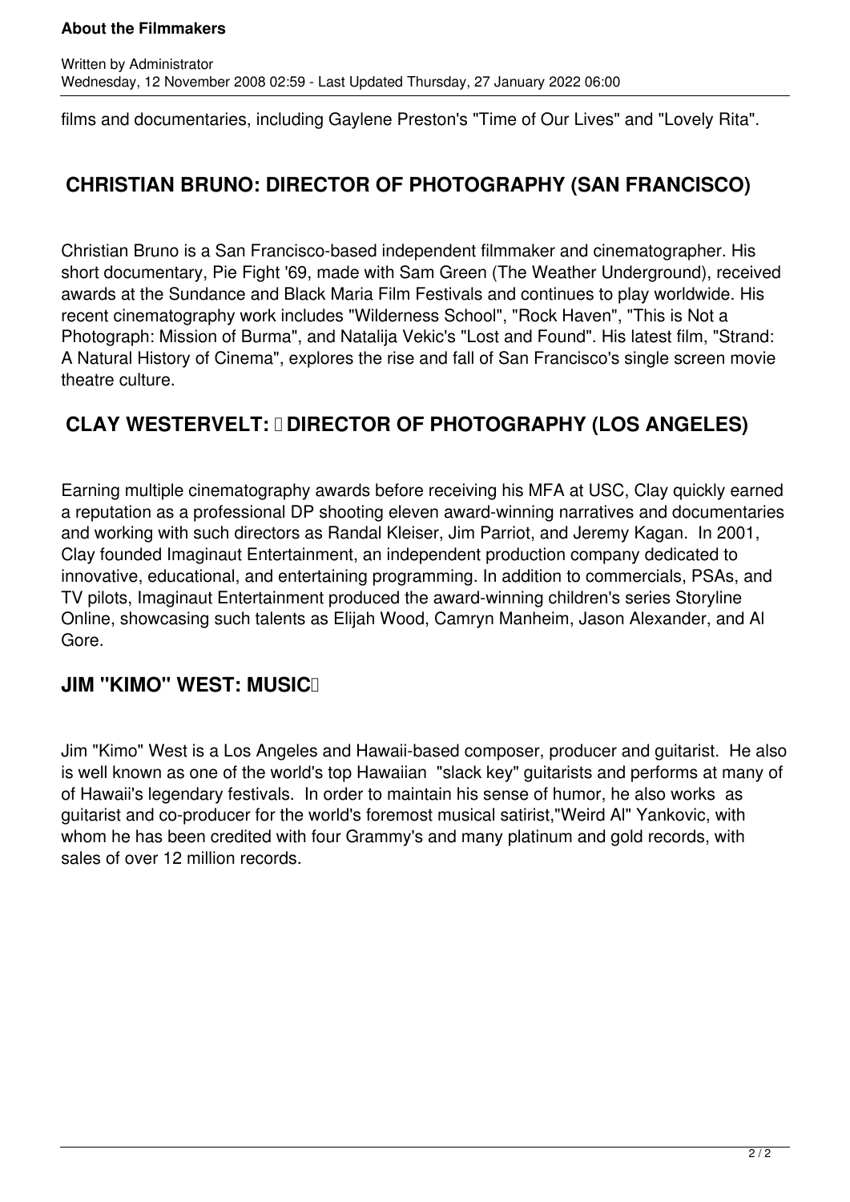films and documentaries, including Gaylene Preston's "Time of Our Lives" and "Lovely Rita".

## CHRISTIAN BRUNO: DIRECTOR OF PHOTOGRAPHY (SAN FRANCISCO)

Christian Bruno is a San Francisco-based independent filmmaker and cinematographer. His short documentary, Pie Fight '69, made with Sam Green (The Weather Underground), received awards at the Sundance and Black Maria Film Festivals and continues to play worldwide. His recent cinematography work includes "Wilderness School", "Rock Haven", "This is Not a Photograph: Mission of Burma", and Natalija Vekic's "Lost and Found". His latest film, "Strand: A Natural History of Cinema", explores the rise and fall of San Francisco's single screen movie theatre culture.

## CLAY WESTERVELT: DIRECTOR OF PHOTOGRAPHY (LOS ANGELES)

Earning multiple cinematography awards before receiving his MFA at USC, Clay quickly earned a reputation as a professional DP shooting eleven award-winning narratives and documentaries and working with such directors as Randal Kleiser, Jim Parriot, and Jeremy Kagan. In 2001, Clay founded Imaginaut Entertainment, an independent production company dedicated to innovative, educational, and entertaining programming. In addition to commercials, PSAs, and TV pilots, Imaginaut Entertainment produced the award-winning children's series Storyline Online, showcasing such talents as Elijah Wood, Camryn Manheim, Jason Alexander, and Al Gore.

## JIM "KIMO" WEST: MUSIC

Jim "Kimo" West is a Los Angeles and Hawaii-based composer, producer and guitarist. He also is well known as one of the world's top Hawaiian "slack key" guitarists and performs at many of of Hawaii's legendary festivals. In order to maintain his sense of humor, he also works as guitarist and co-producer for the world's foremost musical satirist,"Weird Al" Yankovic, with whom he has been credited with four Grammy's and many platinum and gold records, with sales of over 12 million records.